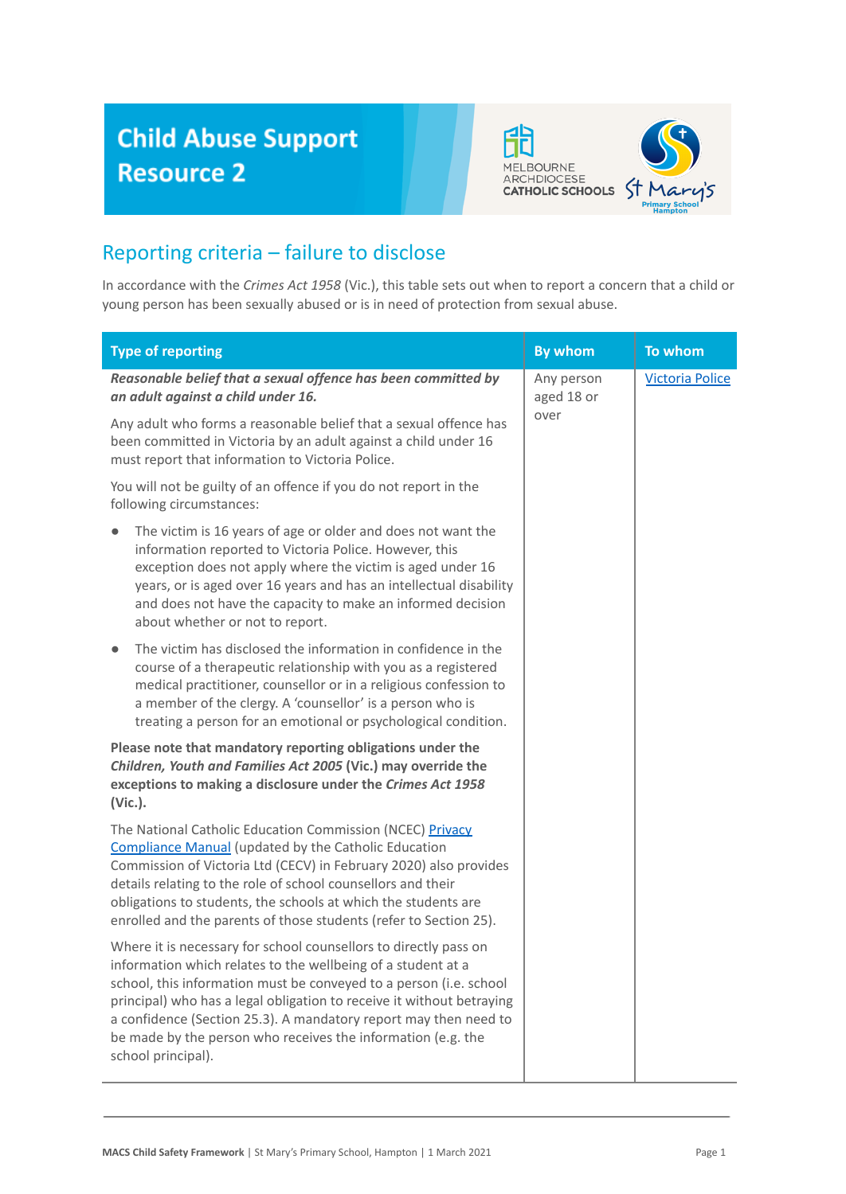# Child Abuse Support Resource 2

MELBOURNE ARCHDIOCESE CATHOLIC SCHOOLS

St Mary's Primary School Hampton

## Reporting criteria – failure to disclose

In accordance with the *Crimes Act 1958* (Vic.), this table sets out when to report a concern that a child or young person has been sexually abused or is in need of protection from sexual abuse.

| Type of reporting | By whom | To whom |
|---|---|---|
| ***Reasonable belief that a sexual offence has been committed by an adult against a child under 16.***<br><br>Any adult who forms a reasonable belief that a sexual offence has been committed in Victoria by an adult against a child under 16 must report that information to Victoria Police.<br><br>You will not be guilty of an offence if you do not report in the following circumstances:<br><br>• The victim is 16 years of age or older and does not want the information reported to Victoria Police. However, this exception does not apply where the victim is aged under 16 years, or is aged over 16 years and has an intellectual disability and does not have the capacity to make an informed decision about whether or not to report.<br><br>• The victim has disclosed the information in confidence in the course of a therapeutic relationship with you as a registered medical practitioner, counsellor or in a religious confession to a member of the clergy. A 'counsellor' is a person who is treating a person for an emotional or psychological condition.<br><br>**Please note that mandatory reporting obligations under the *Children, Youth and Families Act 2005* (Vic.) may override the exceptions to making a disclosure under the *Crimes Act 1958* (Vic.).**<br><br>The National Catholic Education Commission (NCEC) Privacy Compliance Manual (updated by the Catholic Education Commission of Victoria Ltd (CECV) in February 2020) also provides details relating to the role of school counsellors and their obligations to students, the schools at which the students are enrolled and the parents of those students (refer to Section 25).<br><br>Where it is necessary for school counsellors to directly pass on information which relates to the wellbeing of a student at a school, this information must be conveyed to a person (i.e. school principal) who has a legal obligation to receive it without betraying a confidence (Section 25.3). A mandatory report may then need to be made by the person who receives the information (e.g. the school principal). | Any person aged 18 or over | Victoria Police |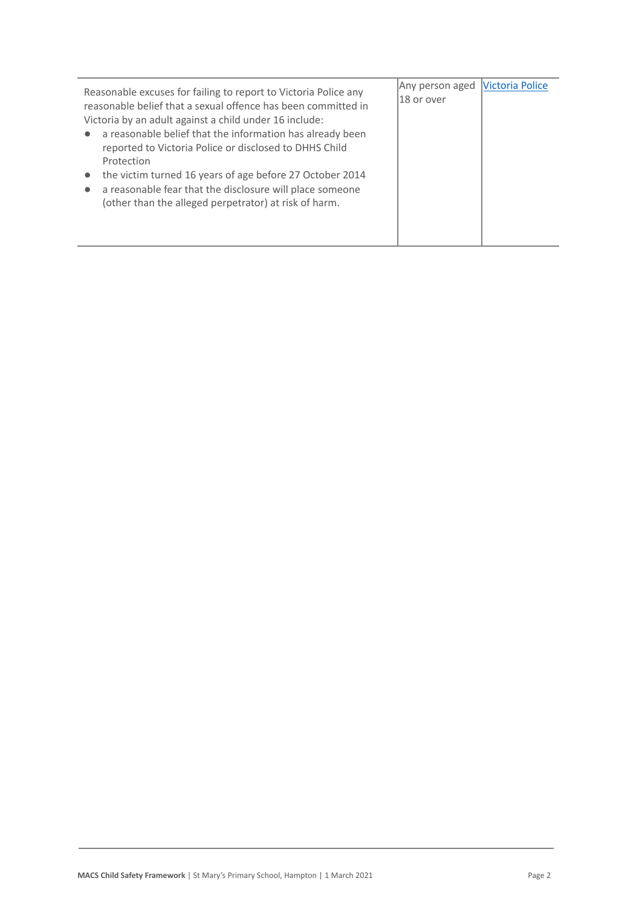| | | |
|---|---|---|
| Reasonable excuses for failing to report to Victoria Police any reasonable belief that a sexual offence has been committed in Victoria by an adult against a child under 16 include:<br>● a reasonable belief that the information has already been reported to Victoria Police or disclosed to DHHS Child Protection<br>● the victim turned 16 years of age before 27 October 2014<br>● a reasonable fear that the disclosure will place someone (other than the alleged perpetrator) at risk of harm. | Any person aged 18 or over | Victoria Police |